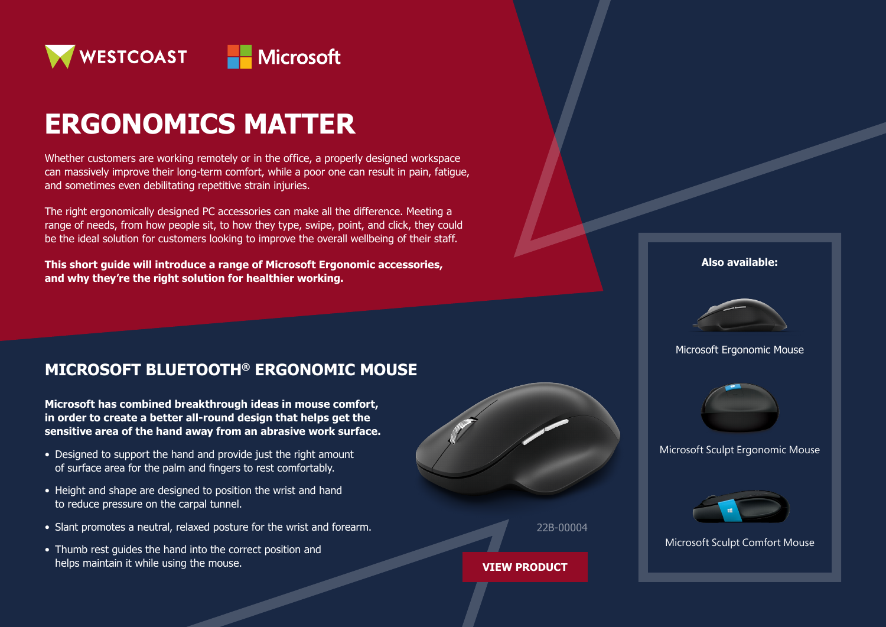WESTCOAST Microsoft

# ERGONOMICS MATTER

Whether customers are working remotely or in the office, a properly designed workspace can massively improve their long-term comfort, while a poor one can result in pain, fatigue, and sometimes even debilitating repetitive strain injuries.

The right ergonomically designed PC accessories can make all the difference. Meeting a range of needs, from how people sit, to how they type, swipe, point, and click, they could be the ideal solution for customers looking to improve the overall wellbeing of their staff.

**This short guide will introduce a range of Microsoft Ergonomic accessories, and why they're the right solution for healthier working.**

## MICROSOFT BLUETOOTH® ERGONOMIC MOUSE

**Microsoft has combined breakthrough ideas in mouse comfort, in order to create a better all-round design that helps get the sensitive area of the hand away from an abrasive work surface.**

- Designed to support the hand and provide just the right amount of surface area for the palm and fingers to rest comfortably.
- Height and shape are designed to position the wrist and hand to reduce pressure on the carpal tunnel.
- Slant promotes a neutral, relaxed posture for the wrist and forearm.
- Thumb rest guides the hand into the correct position and helps maintain it while using the mouse.

22B-00004

VIEW PRODUCT

**Also available:**

Microsoft Ergonomic Mouse

Microsoft Sculpt Ergonomic Mouse

Microsoft Sculpt Comfort Mouse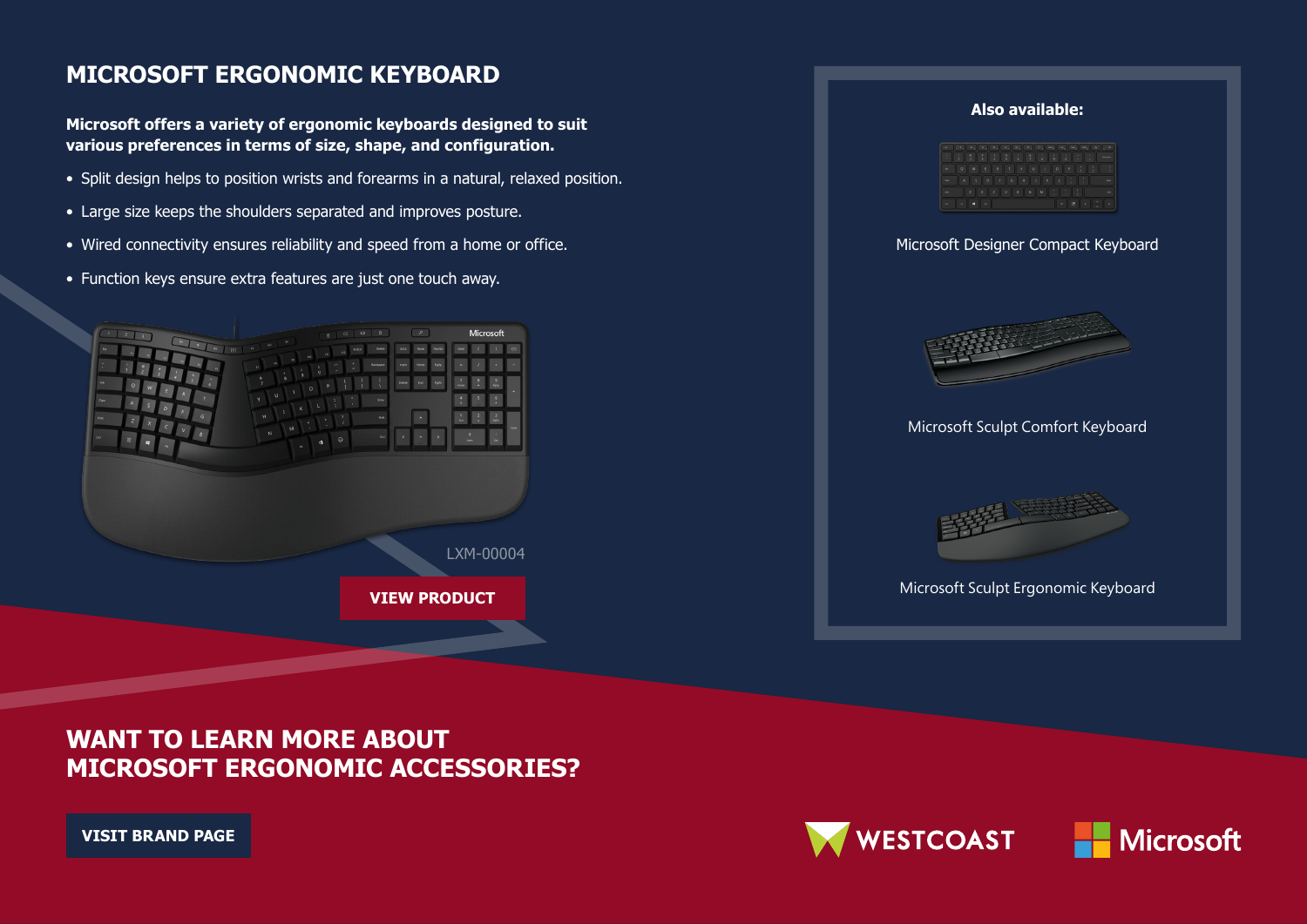# MICROSOFT ERGONOMIC KEYBOARD

**Microsoft offers a variety of ergonomic keyboards designed to suit various preferences in terms of size, shape, and configuration.**

- Split design helps to position wrists and forearms in a natural, relaxed position.
- Large size keeps the shoulders separated and improves posture.
- Wired connectivity ensures reliability and speed from a home or office.
- Function keys ensure extra features are just one touch away.

LXM-00004

**VIEW PRODUCT**

**Also available:**

Microsoft Designer Compact Keyboard

Microsoft Sculpt Comfort Keyboard

Microsoft Sculpt Ergonomic Keyboard

## WANT TO LEARN MORE ABOUT MICROSOFT ERGONOMIC ACCESSORIES?

**VISIT BRAND PAGE**

WESTCOAST

Microsoft